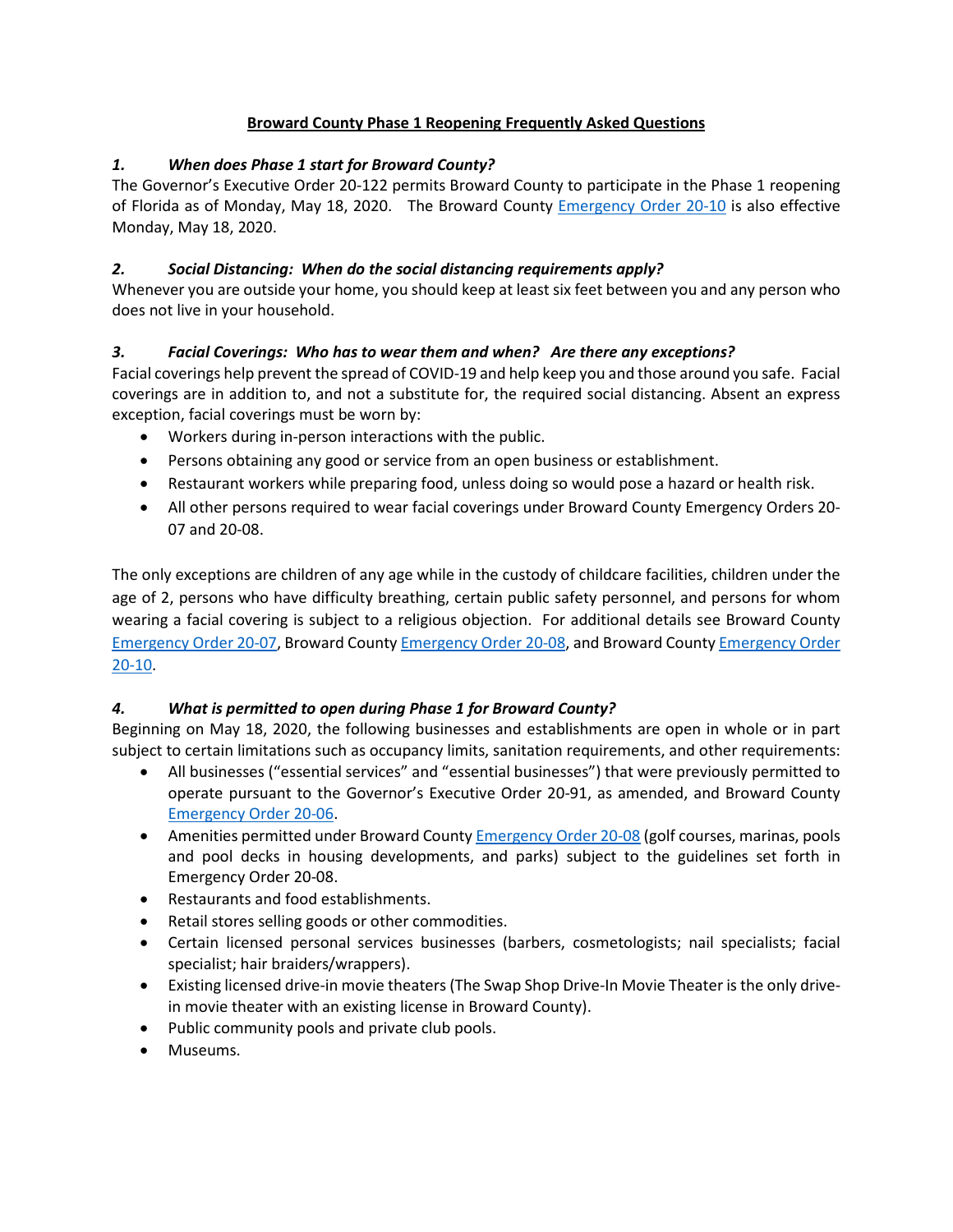# Broward County Phase 1 Reopening Frequently Asked Questions

### *1. When does Phase 1 start for Broward County?*

The Governor's Executive Order 20-122 permits Broward County to participate in the Phase 1 reopening of Florida as of Monday, May 18, 2020. The Broward County Emergency Order 20-10 is also effective Monday, May 18, 2020.

### *2. Social Distancing: When do the social distancing requirements apply?*

Whenever you are outside your home, you should keep at least six feet between you and any person who does not live in your household.

### *3. Facial Coverings: Who has to wear them and when? Are there any exceptions?*

Facial coverings help prevent the spread of COVID-19 and help keep you and those around you safe. Facial coverings are in addition to, and not a substitute for, the required social distancing. Absent an express exception, facial coverings must be worn by:

- Workers during in-person interactions with the public.
- Persons obtaining any good or service from an open business or establishment.
- Restaurant workers while preparing food, unless doing so would pose a hazard or health risk.
- All other persons required to wear facial coverings under Broward County Emergency Orders 20-07 and 20-08.

The only exceptions are children of any age while in the custody of childcare facilities, children under the age of 2, persons who have difficulty breathing, certain public safety personnel, and persons for whom wearing a facial covering is subject to a religious objection. For additional details see Broward County Emergency Order 20-07, Broward County Emergency Order 20-08, and Broward County Emergency Order 20-10.

### *4. What is permitted to open during Phase 1 for Broward County?*

Beginning on May 18, 2020, the following businesses and establishments are open in whole or in part subject to certain limitations such as occupancy limits, sanitation requirements, and other requirements:

- All businesses ("essential services" and "essential businesses") that were previously permitted to operate pursuant to the Governor's Executive Order 20-91, as amended, and Broward County Emergency Order 20-06.
- Amenities permitted under Broward County Emergency Order 20-08 (golf courses, marinas, pools and pool decks in housing developments, and parks) subject to the guidelines set forth in Emergency Order 20-08.
- Restaurants and food establishments.
- Retail stores selling goods or other commodities.
- Certain licensed personal services businesses (barbers, cosmetologists; nail specialists; facial specialist; hair braiders/wrappers).
- Existing licensed drive-in movie theaters (The Swap Shop Drive-In Movie Theater is the only drive-in movie theater with an existing license in Broward County).
- Public community pools and private club pools.
- Museums.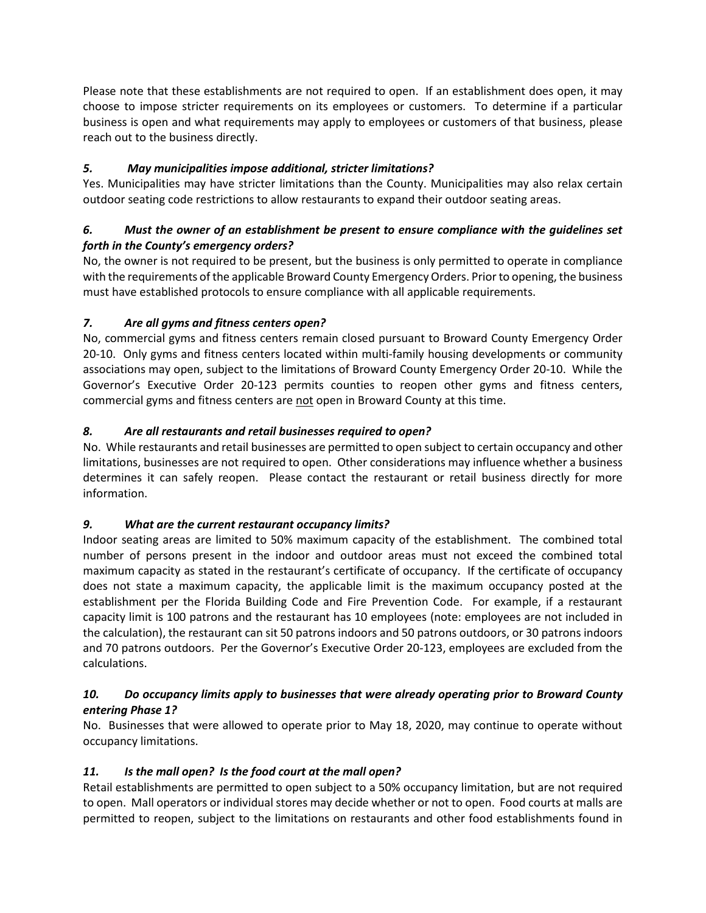Please note that these establishments are not required to open. If an establishment does open, it may choose to impose stricter requirements on its employees or customers. To determine if a particular business is open and what requirements may apply to employees or customers of that business, please reach out to the business directly.

***5. May municipalities impose additional, stricter limitations?***

Yes. Municipalities may have stricter limitations than the County. Municipalities may also relax certain outdoor seating code restrictions to allow restaurants to expand their outdoor seating areas.

***6. Must the owner of an establishment be present to ensure compliance with the guidelines set forth in the County's emergency orders?***

No, the owner is not required to be present, but the business is only permitted to operate in compliance with the requirements of the applicable Broward County Emergency Orders. Prior to opening, the business must have established protocols to ensure compliance with all applicable requirements.

***7. Are all gyms and fitness centers open?***

No, commercial gyms and fitness centers remain closed pursuant to Broward County Emergency Order 20-10. Only gyms and fitness centers located within multi-family housing developments or community associations may open, subject to the limitations of Broward County Emergency Order 20-10. While the Governor's Executive Order 20-123 permits counties to reopen other gyms and fitness centers, commercial gyms and fitness centers are <u>not</u> open in Broward County at this time.

***8. Are all restaurants and retail businesses required to open?***

No. While restaurants and retail businesses are permitted to open subject to certain occupancy and other limitations, businesses are not required to open. Other considerations may influence whether a business determines it can safely reopen. Please contact the restaurant or retail business directly for more information.

***9. What are the current restaurant occupancy limits?***

Indoor seating areas are limited to 50% maximum capacity of the establishment. The combined total number of persons present in the indoor and outdoor areas must not exceed the combined total maximum capacity as stated in the restaurant's certificate of occupancy. If the certificate of occupancy does not state a maximum capacity, the applicable limit is the maximum occupancy posted at the establishment per the Florida Building Code and Fire Prevention Code. For example, if a restaurant capacity limit is 100 patrons and the restaurant has 10 employees (note: employees are not included in the calculation), the restaurant can sit 50 patrons indoors and 50 patrons outdoors, or 30 patrons indoors and 70 patrons outdoors. Per the Governor's Executive Order 20-123, employees are excluded from the calculations.

***10. Do occupancy limits apply to businesses that were already operating prior to Broward County entering Phase 1?***

No. Businesses that were allowed to operate prior to May 18, 2020, may continue to operate without occupancy limitations.

***11. Is the mall open? Is the food court at the mall open?***

Retail establishments are permitted to open subject to a 50% occupancy limitation, but are not required to open. Mall operators or individual stores may decide whether or not to open. Food courts at malls are permitted to reopen, subject to the limitations on restaurants and other food establishments found in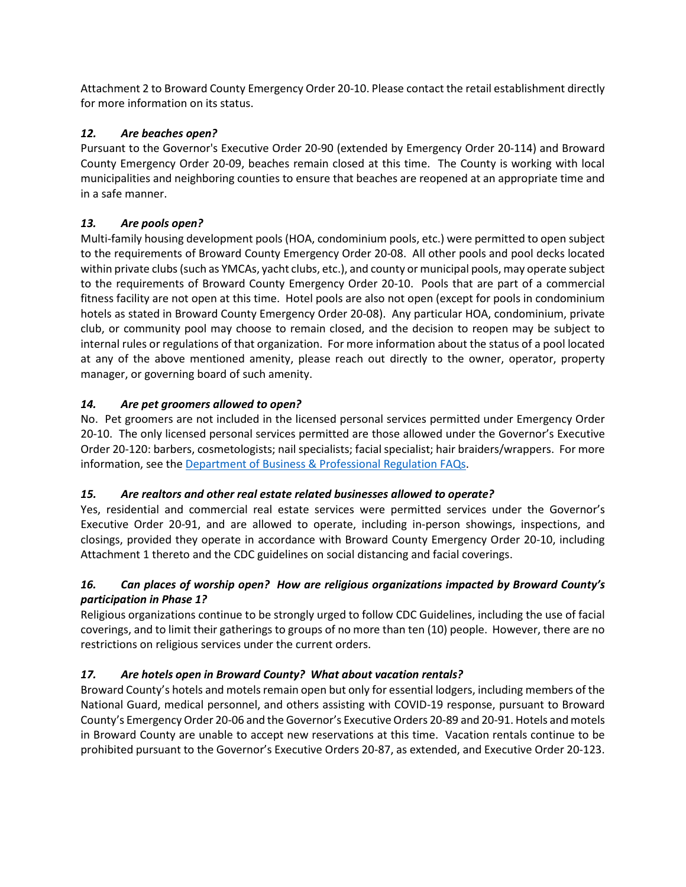Attachment 2 to Broward County Emergency Order 20-10. Please contact the retail establishment directly for more information on its status.

### *12. Are beaches open?*

Pursuant to the Governor's Executive Order 20-90 (extended by Emergency Order 20-114) and Broward County Emergency Order 20-09, beaches remain closed at this time. The County is working with local municipalities and neighboring counties to ensure that beaches are reopened at an appropriate time and in a safe manner.

### *13. Are pools open?*

Multi-family housing development pools (HOA, condominium pools, etc.) were permitted to open subject to the requirements of Broward County Emergency Order 20-08. All other pools and pool decks located within private clubs (such as YMCAs, yacht clubs, etc.), and county or municipal pools, may operate subject to the requirements of Broward County Emergency Order 20-10. Pools that are part of a commercial fitness facility are not open at this time. Hotel pools are also not open (except for pools in condominium hotels as stated in Broward County Emergency Order 20-08). Any particular HOA, condominium, private club, or community pool may choose to remain closed, and the decision to reopen may be subject to internal rules or regulations of that organization. For more information about the status of a pool located at any of the above mentioned amenity, please reach out directly to the owner, operator, property manager, or governing board of such amenity.

### *14. Are pet groomers allowed to open?*

No. Pet groomers are not included in the licensed personal services permitted under Emergency Order 20-10. The only licensed personal services permitted are those allowed under the Governor's Executive Order 20-120: barbers, cosmetologists; nail specialists; facial specialist; hair braiders/wrappers. For more information, see the Department of Business & Professional Regulation FAQs.

### *15. Are realtors and other real estate related businesses allowed to operate?*

Yes, residential and commercial real estate services were permitted services under the Governor's Executive Order 20-91, and are allowed to operate, including in-person showings, inspections, and closings, provided they operate in accordance with Broward County Emergency Order 20-10, including Attachment 1 thereto and the CDC guidelines on social distancing and facial coverings.

### *16. Can places of worship open? How are religious organizations impacted by Broward County's participation in Phase 1?*

Religious organizations continue to be strongly urged to follow CDC Guidelines, including the use of facial coverings, and to limit their gatherings to groups of no more than ten (10) people. However, there are no restrictions on religious services under the current orders.

### *17. Are hotels open in Broward County? What about vacation rentals?*

Broward County's hotels and motels remain open but only for essential lodgers, including members of the National Guard, medical personnel, and others assisting with COVID-19 response, pursuant to Broward County's Emergency Order 20-06 and the Governor's Executive Orders 20-89 and 20-91. Hotels and motels in Broward County are unable to accept new reservations at this time. Vacation rentals continue to be prohibited pursuant to the Governor's Executive Orders 20-87, as extended, and Executive Order 20-123.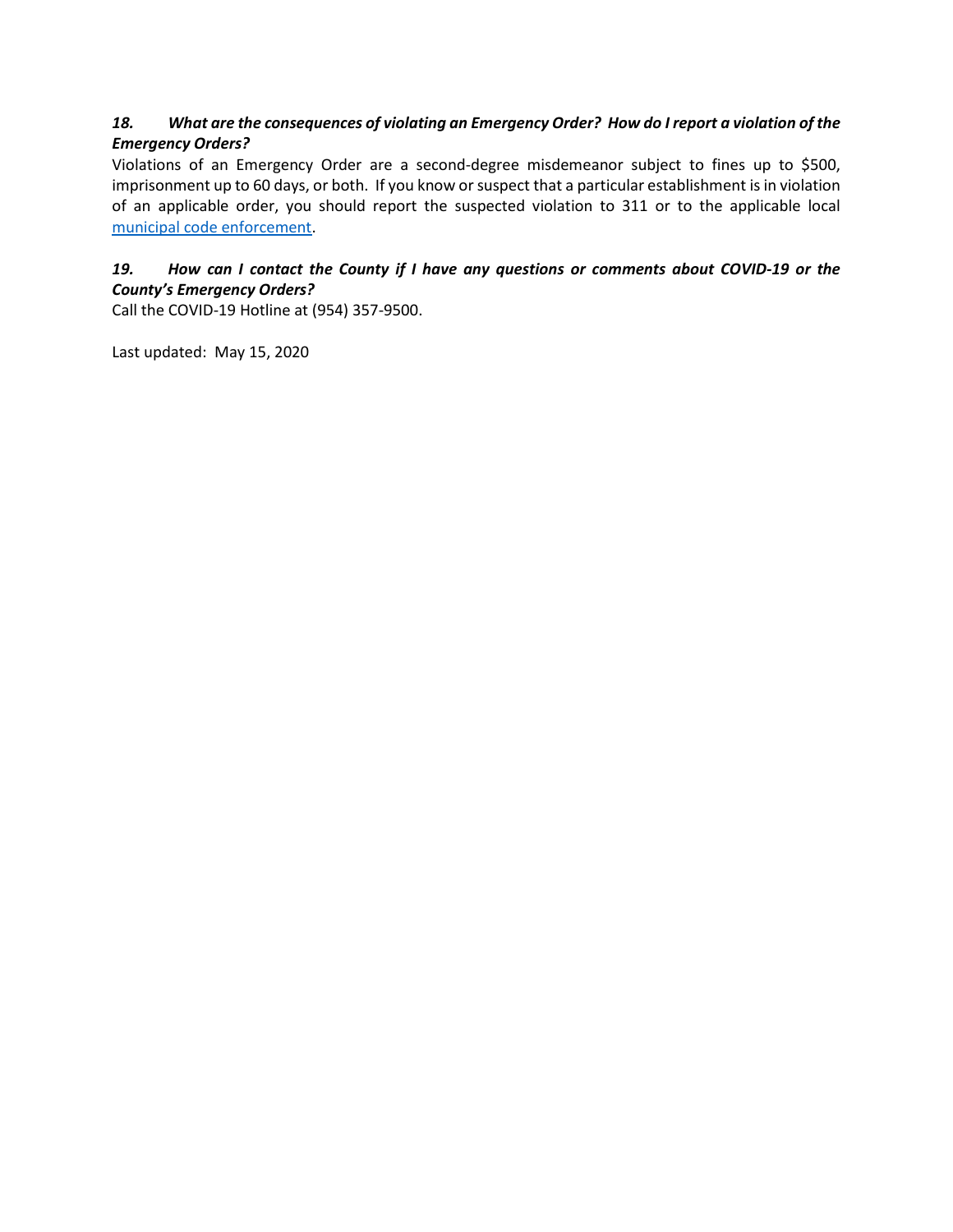***18. What are the consequences of violating an Emergency Order? How do I report a violation of the Emergency Orders?***

Violations of an Emergency Order are a second-degree misdemeanor subject to fines up to $500, imprisonment up to 60 days, or both. If you know or suspect that a particular establishment is in violation of an applicable order, you should report the suspected violation to 311 or to the applicable local municipal code enforcement.

***19. How can I contact the County if I have any questions or comments about COVID-19 or the County's Emergency Orders?***

Call the COVID-19 Hotline at (954) 357-9500.

Last updated: May 15, 2020